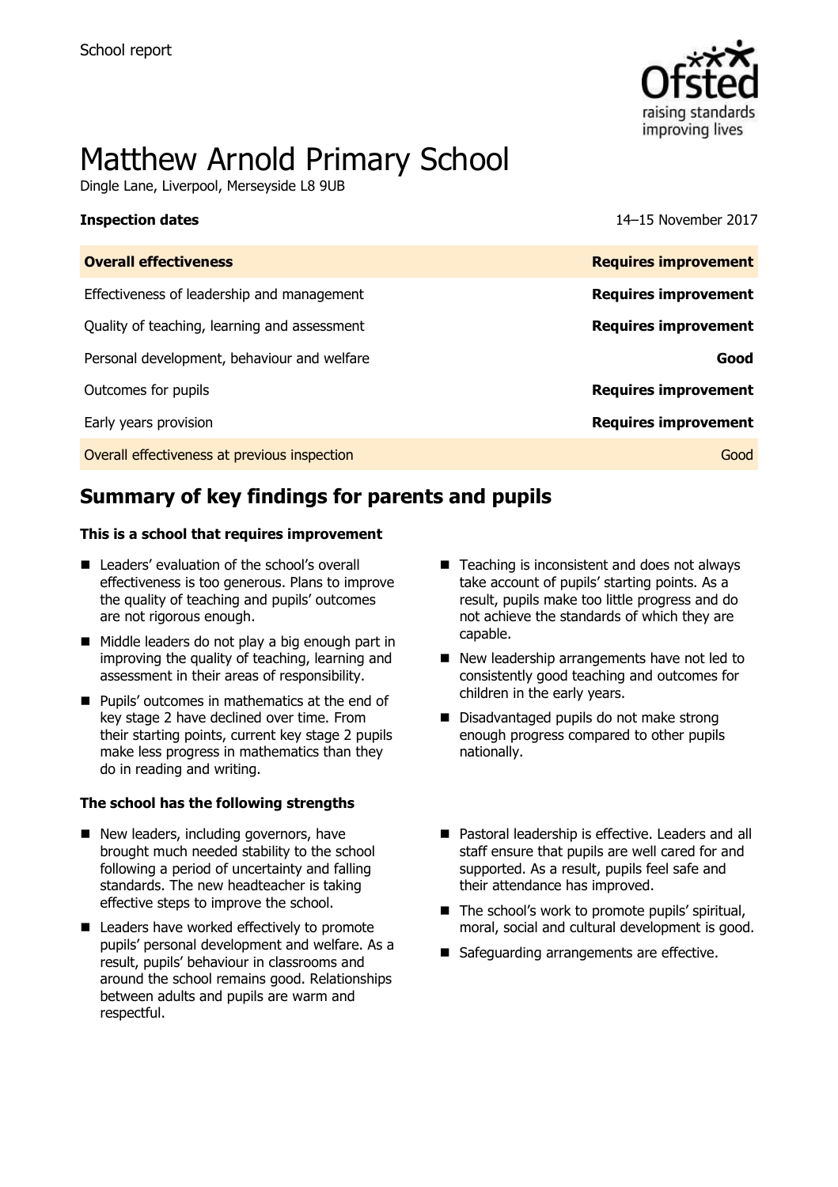School report

# Matthew Arnold Primary School

Dingle Lane, Liverpool, Merseyside L8 9UB

**Inspection dates** 14–15 November 2017

| **Overall effectiveness** | **Requires improvement** |
| --- | --- |
| Effectiveness of leadership and management | **Requires improvement** |
| Quality of teaching, learning and assessment | **Requires improvement** |
| Personal development, behaviour and welfare | **Good** |
| Outcomes for pupils | **Requires improvement** |
| Early years provision | **Requires improvement** |
| Overall effectiveness at previous inspection | Good |

## Summary of key findings for parents and pupils

**This is a school that requires improvement**

- Leaders' evaluation of the school's overall effectiveness is too generous. Plans to improve the quality of teaching and pupils' outcomes are not rigorous enough.
- Middle leaders do not play a big enough part in improving the quality of teaching, learning and assessment in their areas of responsibility.
- Pupils' outcomes in mathematics at the end of key stage 2 have declined over time. From their starting points, current key stage 2 pupils make less progress in mathematics than they do in reading and writing.
- Teaching is inconsistent and does not always take account of pupils' starting points. As a result, pupils make too little progress and do not achieve the standards of which they are capable.
- New leadership arrangements have not led to consistently good teaching and outcomes for children in the early years.
- Disadvantaged pupils do not make strong enough progress compared to other pupils nationally.

**The school has the following strengths**

- New leaders, including governors, have brought much needed stability to the school following a period of uncertainty and falling standards. The new headteacher is taking effective steps to improve the school.
- Leaders have worked effectively to promote pupils' personal development and welfare. As a result, pupils' behaviour in classrooms and around the school remains good. Relationships between adults and pupils are warm and respectful.
- Pastoral leadership is effective. Leaders and all staff ensure that pupils are well cared for and supported. As a result, pupils feel safe and their attendance has improved.
- The school's work to promote pupils' spiritual, moral, social and cultural development is good.
- Safeguarding arrangements are effective.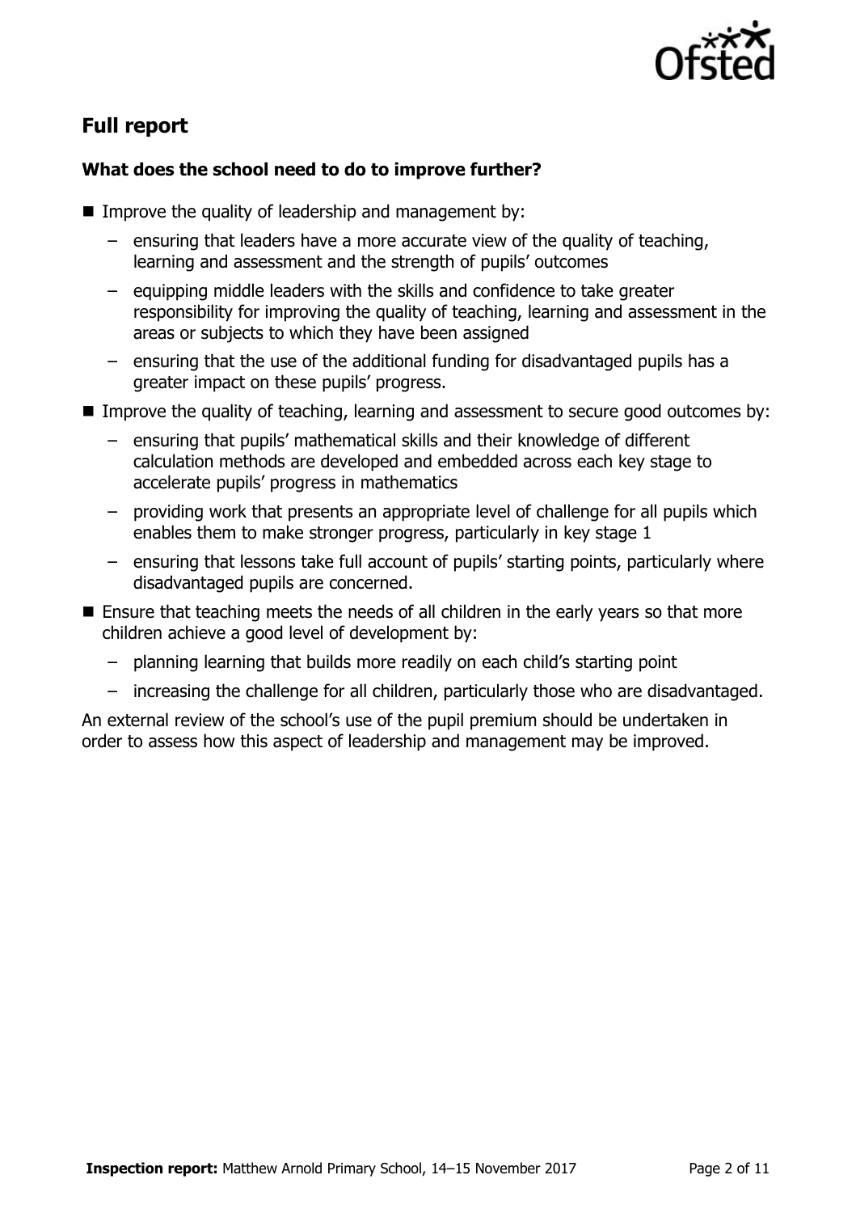## Full report

### What does the school need to do to improve further?

- Improve the quality of leadership and management by:
  - ensuring that leaders have a more accurate view of the quality of teaching, learning and assessment and the strength of pupils' outcomes
  - equipping middle leaders with the skills and confidence to take greater responsibility for improving the quality of teaching, learning and assessment in the areas or subjects to which they have been assigned
  - ensuring that the use of the additional funding for disadvantaged pupils has a greater impact on these pupils' progress.
- Improve the quality of teaching, learning and assessment to secure good outcomes by:
  - ensuring that pupils' mathematical skills and their knowledge of different calculation methods are developed and embedded across each key stage to accelerate pupils' progress in mathematics
  - providing work that presents an appropriate level of challenge for all pupils which enables them to make stronger progress, particularly in key stage 1
  - ensuring that lessons take full account of pupils' starting points, particularly where disadvantaged pupils are concerned.
- Ensure that teaching meets the needs of all children in the early years so that more children achieve a good level of development by:
  - planning learning that builds more readily on each child's starting point
  - increasing the challenge for all children, particularly those who are disadvantaged.

An external review of the school's use of the pupil premium should be undertaken in order to assess how this aspect of leadership and management may be improved.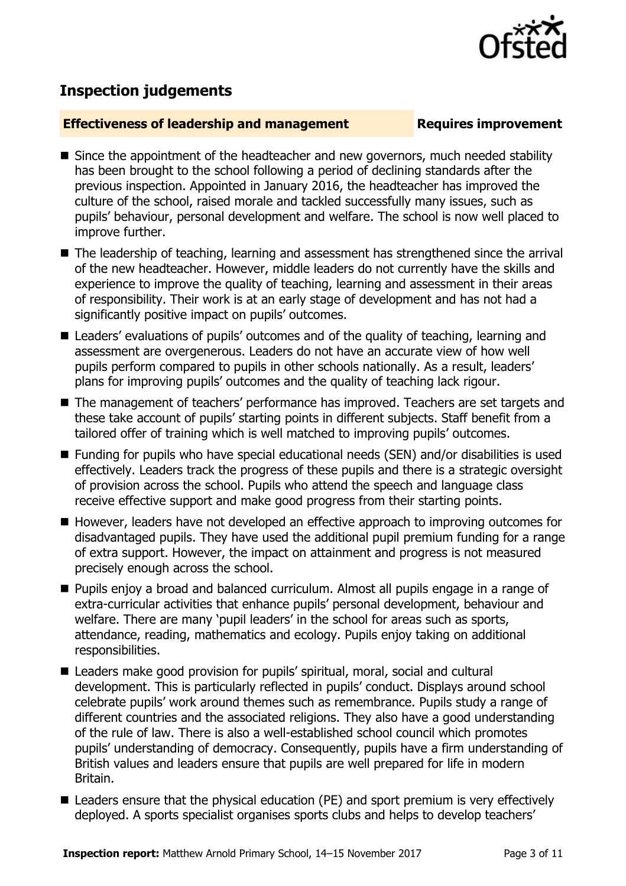## Inspection judgements

**Effectiveness of leadership and management** — **Requires improvement**

- Since the appointment of the headteacher and new governors, much needed stability has been brought to the school following a period of declining standards after the previous inspection. Appointed in January 2016, the headteacher has improved the culture of the school, raised morale and tackled successfully many issues, such as pupils' behaviour, personal development and welfare. The school is now well placed to improve further.
- The leadership of teaching, learning and assessment has strengthened since the arrival of the new headteacher. However, middle leaders do not currently have the skills and experience to improve the quality of teaching, learning and assessment in their areas of responsibility. Their work is at an early stage of development and has not had a significantly positive impact on pupils' outcomes.
- Leaders' evaluations of pupils' outcomes and of the quality of teaching, learning and assessment are overgenerous. Leaders do not have an accurate view of how well pupils perform compared to pupils in other schools nationally. As a result, leaders' plans for improving pupils' outcomes and the quality of teaching lack rigour.
- The management of teachers' performance has improved. Teachers are set targets and these take account of pupils' starting points in different subjects. Staff benefit from a tailored offer of training which is well matched to improving pupils' outcomes.
- Funding for pupils who have special educational needs (SEN) and/or disabilities is used effectively. Leaders track the progress of these pupils and there is a strategic oversight of provision across the school. Pupils who attend the speech and language class receive effective support and make good progress from their starting points.
- However, leaders have not developed an effective approach to improving outcomes for disadvantaged pupils. They have used the additional pupil premium funding for a range of extra support. However, the impact on attainment and progress is not measured precisely enough across the school.
- Pupils enjoy a broad and balanced curriculum. Almost all pupils engage in a range of extra-curricular activities that enhance pupils' personal development, behaviour and welfare. There are many 'pupil leaders' in the school for areas such as sports, attendance, reading, mathematics and ecology. Pupils enjoy taking on additional responsibilities.
- Leaders make good provision for pupils' spiritual, moral, social and cultural development. This is particularly reflected in pupils' conduct. Displays around school celebrate pupils' work around themes such as remembrance. Pupils study a range of different countries and the associated religions. They also have a good understanding of the rule of law. There is also a well-established school council which promotes pupils' understanding of democracy. Consequently, pupils have a firm understanding of British values and leaders ensure that pupils are well prepared for life in modern Britain.
- Leaders ensure that the physical education (PE) and sport premium is very effectively deployed. A sports specialist organises sports clubs and helps to develop teachers'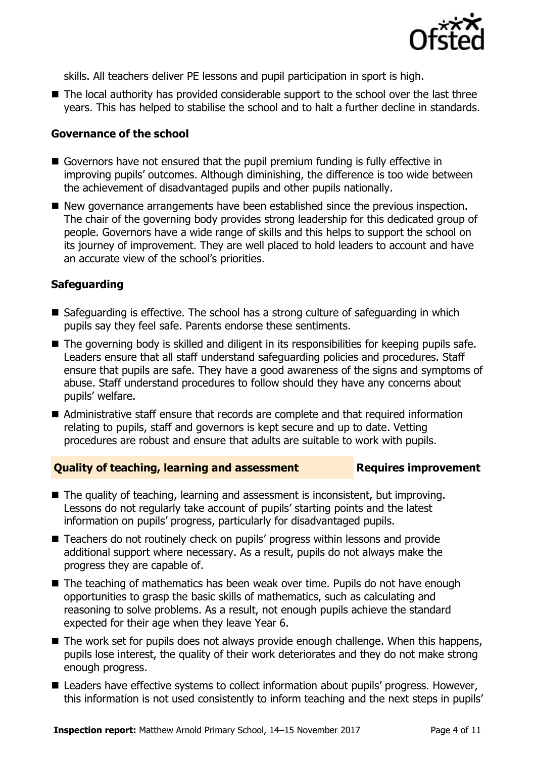skills. All teachers deliver PE lessons and pupil participation in sport is high.

- The local authority has provided considerable support to the school over the last three years. This has helped to stabilise the school and to halt a further decline in standards.

### Governance of the school

- Governors have not ensured that the pupil premium funding is fully effective in improving pupils' outcomes. Although diminishing, the difference is too wide between the achievement of disadvantaged pupils and other pupils nationally.
- New governance arrangements have been established since the previous inspection. The chair of the governing body provides strong leadership for this dedicated group of people. Governors have a wide range of skills and this helps to support the school on its journey of improvement. They are well placed to hold leaders to account and have an accurate view of the school's priorities.

### Safeguarding

- Safeguarding is effective. The school has a strong culture of safeguarding in which pupils say they feel safe. Parents endorse these sentiments.
- The governing body is skilled and diligent in its responsibilities for keeping pupils safe. Leaders ensure that all staff understand safeguarding policies and procedures. Staff ensure that pupils are safe. They have a good awareness of the signs and symptoms of abuse. Staff understand procedures to follow should they have any concerns about pupils' welfare.
- Administrative staff ensure that records are complete and that required information relating to pupils, staff and governors is kept secure and up to date. Vetting procedures are robust and ensure that adults are suitable to work with pupils.

## Quality of teaching, learning and assessment — Requires improvement

- The quality of teaching, learning and assessment is inconsistent, but improving. Lessons do not regularly take account of pupils' starting points and the latest information on pupils' progress, particularly for disadvantaged pupils.
- Teachers do not routinely check on pupils' progress within lessons and provide additional support where necessary. As a result, pupils do not always make the progress they are capable of.
- The teaching of mathematics has been weak over time. Pupils do not have enough opportunities to grasp the basic skills of mathematics, such as calculating and reasoning to solve problems. As a result, not enough pupils achieve the standard expected for their age when they leave Year 6.
- The work set for pupils does not always provide enough challenge. When this happens, pupils lose interest, the quality of their work deteriorates and they do not make strong enough progress.
- Leaders have effective systems to collect information about pupils' progress. However, this information is not used consistently to inform teaching and the next steps in pupils'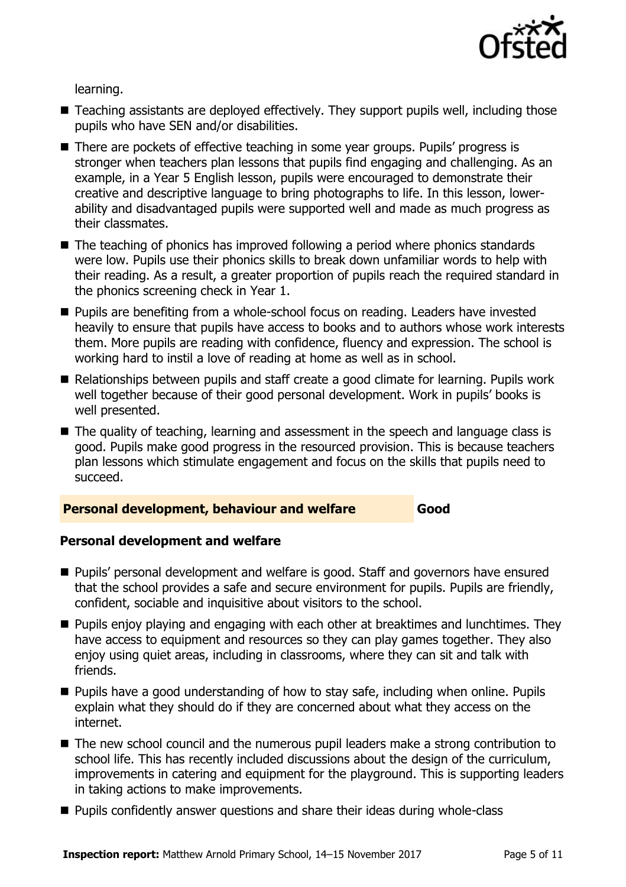learning.

- Teaching assistants are deployed effectively. They support pupils well, including those pupils who have SEN and/or disabilities.
- There are pockets of effective teaching in some year groups. Pupils' progress is stronger when teachers plan lessons that pupils find engaging and challenging. As an example, in a Year 5 English lesson, pupils were encouraged to demonstrate their creative and descriptive language to bring photographs to life. In this lesson, lower-ability and disadvantaged pupils were supported well and made as much progress as their classmates.
- The teaching of phonics has improved following a period where phonics standards were low. Pupils use their phonics skills to break down unfamiliar words to help with their reading. As a result, a greater proportion of pupils reach the required standard in the phonics screening check in Year 1.
- Pupils are benefiting from a whole-school focus on reading. Leaders have invested heavily to ensure that pupils have access to books and to authors whose work interests them. More pupils are reading with confidence, fluency and expression. The school is working hard to instil a love of reading at home as well as in school.
- Relationships between pupils and staff create a good climate for learning. Pupils work well together because of their good personal development. Work in pupils' books is well presented.
- The quality of teaching, learning and assessment in the speech and language class is good. Pupils make good progress in the resourced provision. This is because teachers plan lessons which stimulate engagement and focus on the skills that pupils need to succeed.

## Personal development, behaviour and welfare — Good

### Personal development and welfare

- Pupils' personal development and welfare is good. Staff and governors have ensured that the school provides a safe and secure environment for pupils. Pupils are friendly, confident, sociable and inquisitive about visitors to the school.
- Pupils enjoy playing and engaging with each other at breaktimes and lunchtimes. They have access to equipment and resources so they can play games together. They also enjoy using quiet areas, including in classrooms, where they can sit and talk with friends.
- Pupils have a good understanding of how to stay safe, including when online. Pupils explain what they should do if they are concerned about what they access on the internet.
- The new school council and the numerous pupil leaders make a strong contribution to school life. This has recently included discussions about the design of the curriculum, improvements in catering and equipment for the playground. This is supporting leaders in taking actions to make improvements.
- Pupils confidently answer questions and share their ideas during whole-class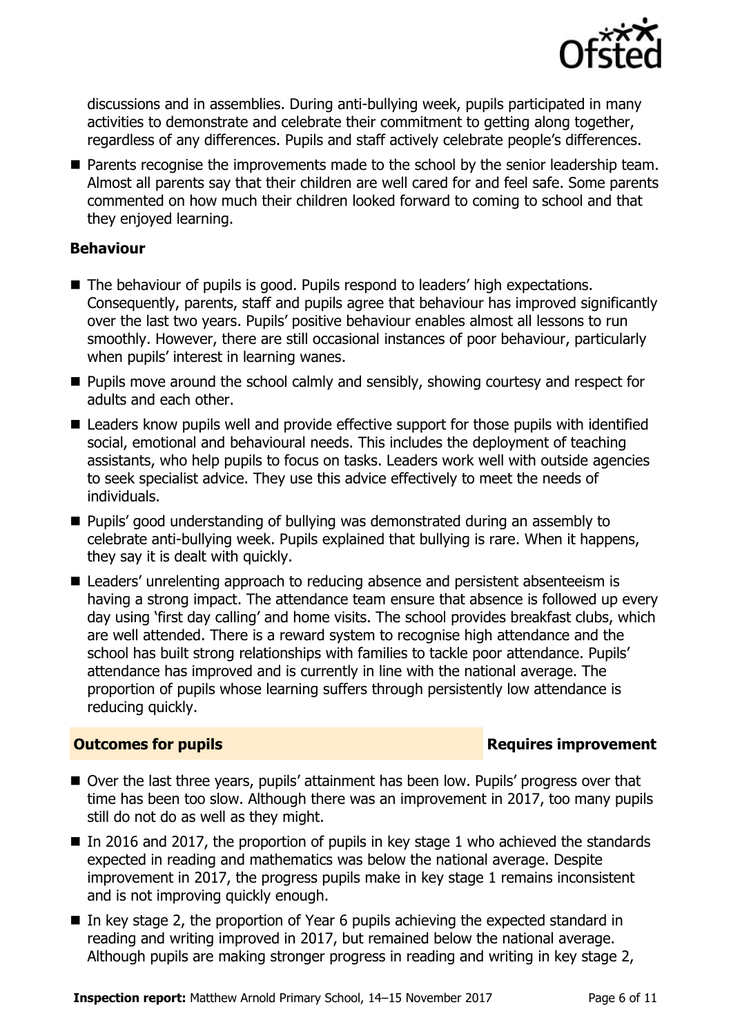discussions and in assemblies. During anti-bullying week, pupils participated in many activities to demonstrate and celebrate their commitment to getting along together, regardless of any differences. Pupils and staff actively celebrate people's differences.

- Parents recognise the improvements made to the school by the senior leadership team. Almost all parents say that their children are well cared for and feel safe. Some parents commented on how much their children looked forward to coming to school and that they enjoyed learning.

**Behaviour**

- The behaviour of pupils is good. Pupils respond to leaders' high expectations. Consequently, parents, staff and pupils agree that behaviour has improved significantly over the last two years. Pupils' positive behaviour enables almost all lessons to run smoothly. However, there are still occasional instances of poor behaviour, particularly when pupils' interest in learning wanes.
- Pupils move around the school calmly and sensibly, showing courtesy and respect for adults and each other.
- Leaders know pupils well and provide effective support for those pupils with identified social, emotional and behavioural needs. This includes the deployment of teaching assistants, who help pupils to focus on tasks. Leaders work well with outside agencies to seek specialist advice. They use this advice effectively to meet the needs of individuals.
- Pupils' good understanding of bullying was demonstrated during an assembly to celebrate anti-bullying week. Pupils explained that bullying is rare. When it happens, they say it is dealt with quickly.
- Leaders' unrelenting approach to reducing absence and persistent absenteeism is having a strong impact. The attendance team ensure that absence is followed up every day using 'first day calling' and home visits. The school provides breakfast clubs, which are well attended. There is a reward system to recognise high attendance and the school has built strong relationships with families to tackle poor attendance. Pupils' attendance has improved and is currently in line with the national average. The proportion of pupils whose learning suffers through persistently low attendance is reducing quickly.

## Outcomes for pupils — Requires improvement

- Over the last three years, pupils' attainment has been low. Pupils' progress over that time has been too slow. Although there was an improvement in 2017, too many pupils still do not do as well as they might.
- In 2016 and 2017, the proportion of pupils in key stage 1 who achieved the standards expected in reading and mathematics was below the national average. Despite improvement in 2017, the progress pupils make in key stage 1 remains inconsistent and is not improving quickly enough.
- In key stage 2, the proportion of Year 6 pupils achieving the expected standard in reading and writing improved in 2017, but remained below the national average. Although pupils are making stronger progress in reading and writing in key stage 2,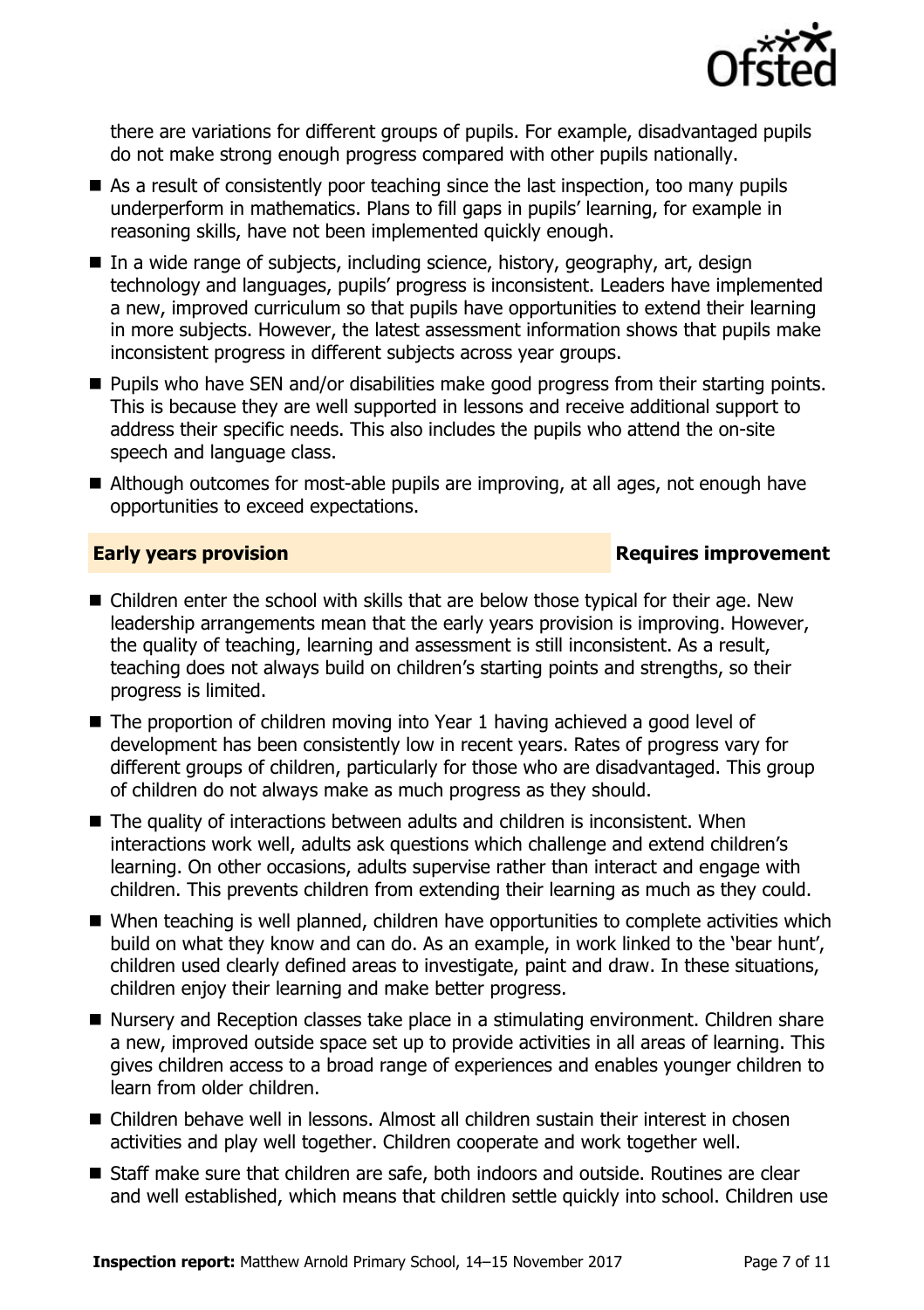there are variations for different groups of pupils. For example, disadvantaged pupils do not make strong enough progress compared with other pupils nationally.

- As a result of consistently poor teaching since the last inspection, too many pupils underperform in mathematics. Plans to fill gaps in pupils' learning, for example in reasoning skills, have not been implemented quickly enough.
- In a wide range of subjects, including science, history, geography, art, design technology and languages, pupils' progress is inconsistent. Leaders have implemented a new, improved curriculum so that pupils have opportunities to extend their learning in more subjects. However, the latest assessment information shows that pupils make inconsistent progress in different subjects across year groups.
- Pupils who have SEN and/or disabilities make good progress from their starting points. This is because they are well supported in lessons and receive additional support to address their specific needs. This also includes the pupils who attend the on-site speech and language class.
- Although outcomes for most-able pupils are improving, at all ages, not enough have opportunities to exceed expectations.

## Early years provision — Requires improvement

- Children enter the school with skills that are below those typical for their age. New leadership arrangements mean that the early years provision is improving. However, the quality of teaching, learning and assessment is still inconsistent. As a result, teaching does not always build on children's starting points and strengths, so their progress is limited.
- The proportion of children moving into Year 1 having achieved a good level of development has been consistently low in recent years. Rates of progress vary for different groups of children, particularly for those who are disadvantaged. This group of children do not always make as much progress as they should.
- The quality of interactions between adults and children is inconsistent. When interactions work well, adults ask questions which challenge and extend children's learning. On other occasions, adults supervise rather than interact and engage with children. This prevents children from extending their learning as much as they could.
- When teaching is well planned, children have opportunities to complete activities which build on what they know and can do. As an example, in work linked to the 'bear hunt', children used clearly defined areas to investigate, paint and draw. In these situations, children enjoy their learning and make better progress.
- Nursery and Reception classes take place in a stimulating environment. Children share a new, improved outside space set up to provide activities in all areas of learning. This gives children access to a broad range of experiences and enables younger children to learn from older children.
- Children behave well in lessons. Almost all children sustain their interest in chosen activities and play well together. Children cooperate and work together well.
- Staff make sure that children are safe, both indoors and outside. Routines are clear and well established, which means that children settle quickly into school. Children use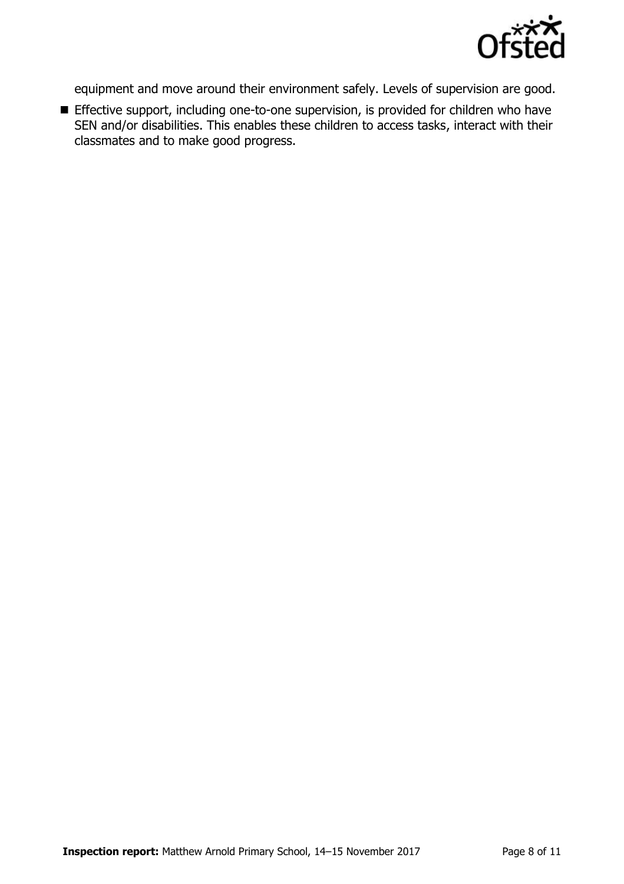equipment and move around their environment safely. Levels of supervision are good.

- Effective support, including one-to-one supervision, is provided for children who have SEN and/or disabilities. This enables these children to access tasks, interact with their classmates and to make good progress.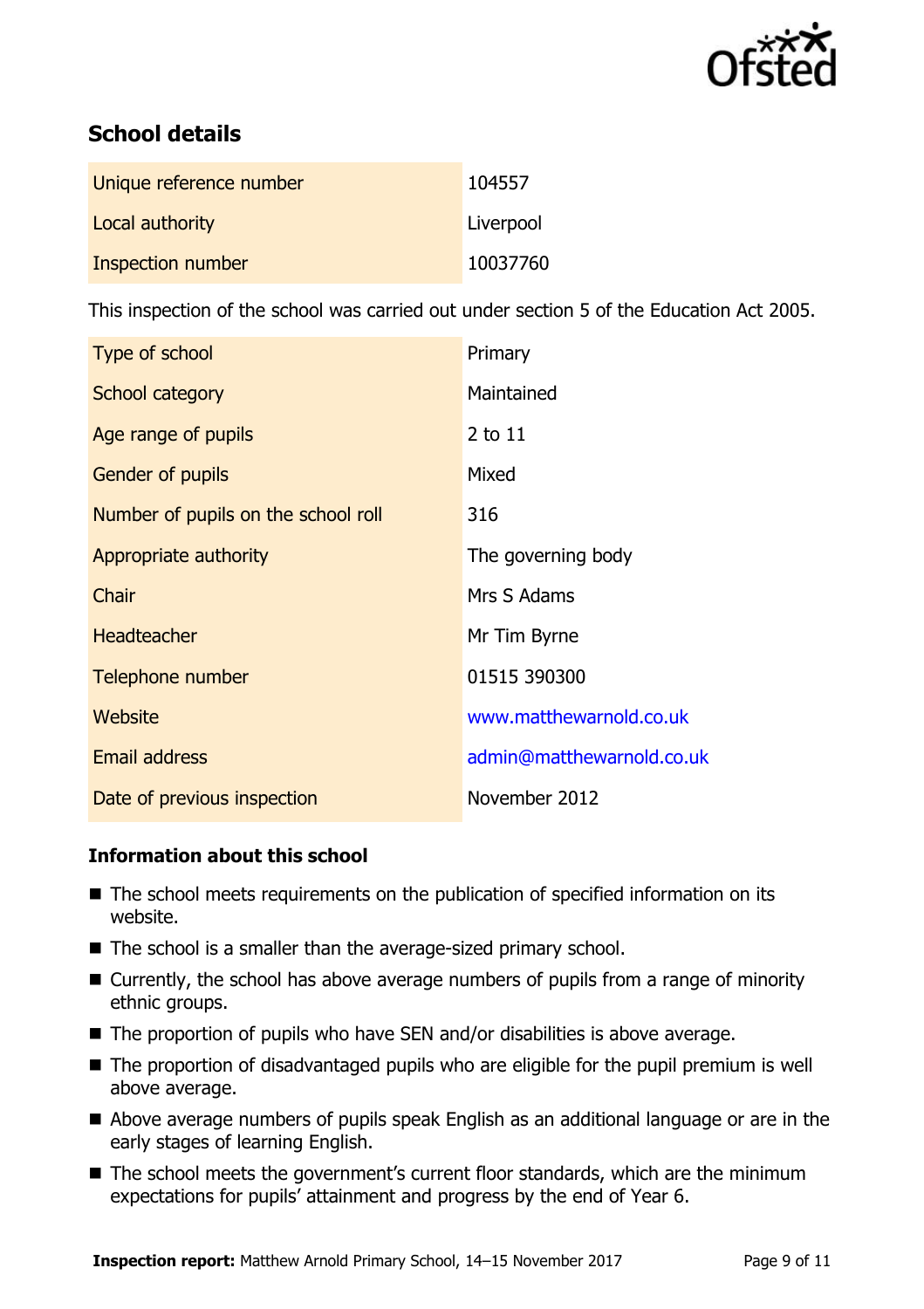## School details

| Unique reference number | 104557 |
| --- | --- |
| Local authority | Liverpool |
| Inspection number | 10037760 |

This inspection of the school was carried out under section 5 of the Education Act 2005.

| Type of school | Primary |
| --- | --- |
| School category | Maintained |
| Age range of pupils | 2 to 11 |
| Gender of pupils | Mixed |
| Number of pupils on the school roll | 316 |
| Appropriate authority | The governing body |
| Chair | Mrs S Adams |
| Headteacher | Mr Tim Byrne |
| Telephone number | 01515 390300 |
| Website | www.matthewarnold.co.uk |
| Email address | admin@matthewarnold.co.uk |
| Date of previous inspection | November 2012 |

### Information about this school

- The school meets requirements on the publication of specified information on its website.
- The school is a smaller than the average-sized primary school.
- Currently, the school has above average numbers of pupils from a range of minority ethnic groups.
- The proportion of pupils who have SEN and/or disabilities is above average.
- The proportion of disadvantaged pupils who are eligible for the pupil premium is well above average.
- Above average numbers of pupils speak English as an additional language or are in the early stages of learning English.
- The school meets the government's current floor standards, which are the minimum expectations for pupils' attainment and progress by the end of Year 6.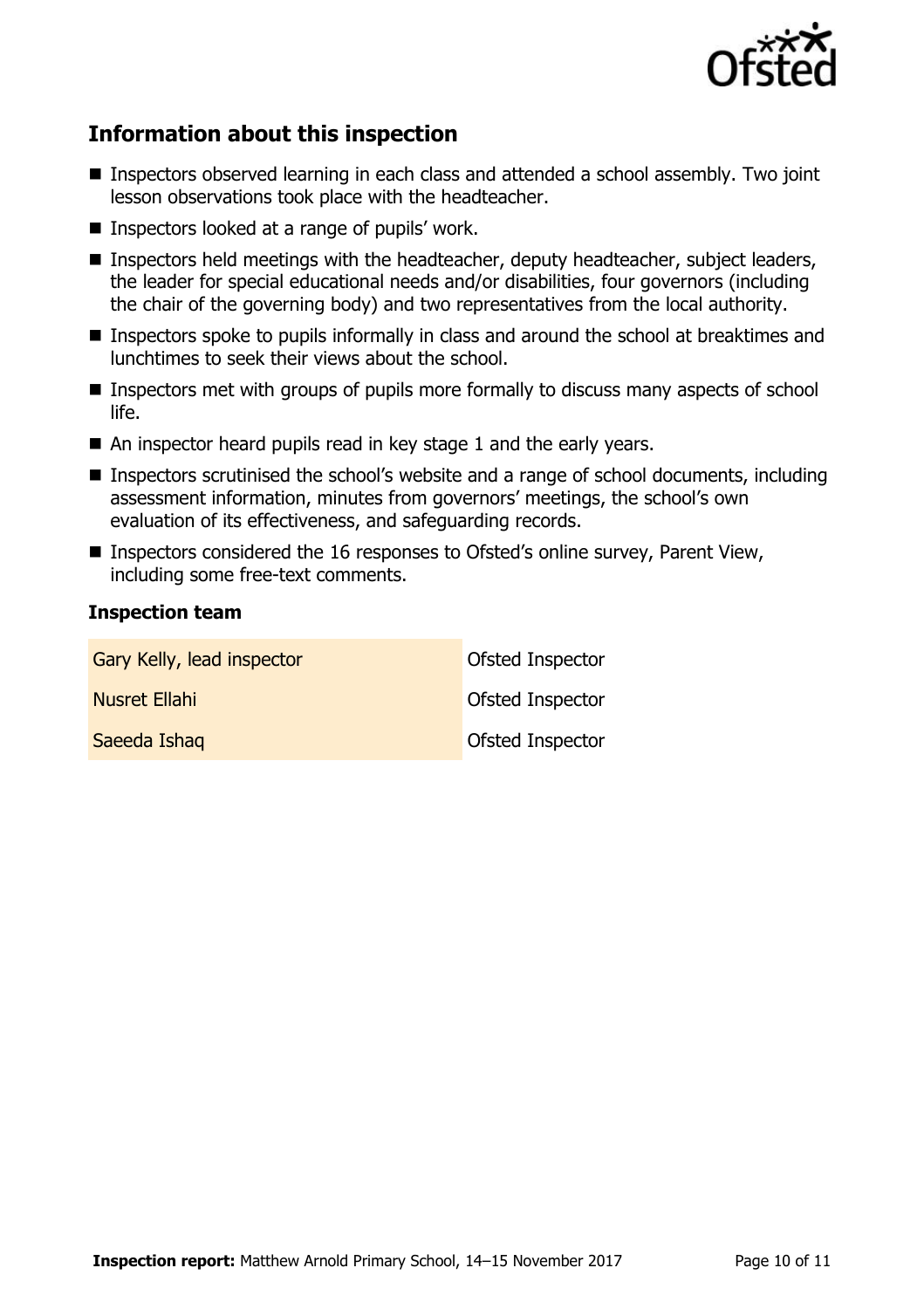## Information about this inspection

- Inspectors observed learning in each class and attended a school assembly. Two joint lesson observations took place with the headteacher.
- Inspectors looked at a range of pupils' work.
- Inspectors held meetings with the headteacher, deputy headteacher, subject leaders, the leader for special educational needs and/or disabilities, four governors (including the chair of the governing body) and two representatives from the local authority.
- Inspectors spoke to pupils informally in class and around the school at breaktimes and lunchtimes to seek their views about the school.
- Inspectors met with groups of pupils more formally to discuss many aspects of school life.
- An inspector heard pupils read in key stage 1 and the early years.
- Inspectors scrutinised the school's website and a range of school documents, including assessment information, minutes from governors' meetings, the school's own evaluation of its effectiveness, and safeguarding records.
- Inspectors considered the 16 responses to Ofsted's online survey, Parent View, including some free-text comments.

### Inspection team

| | |
|---|---|
| Gary Kelly, lead inspector | Ofsted Inspector |
| Nusret Ellahi | Ofsted Inspector |
| Saeeda Ishaq | Ofsted Inspector |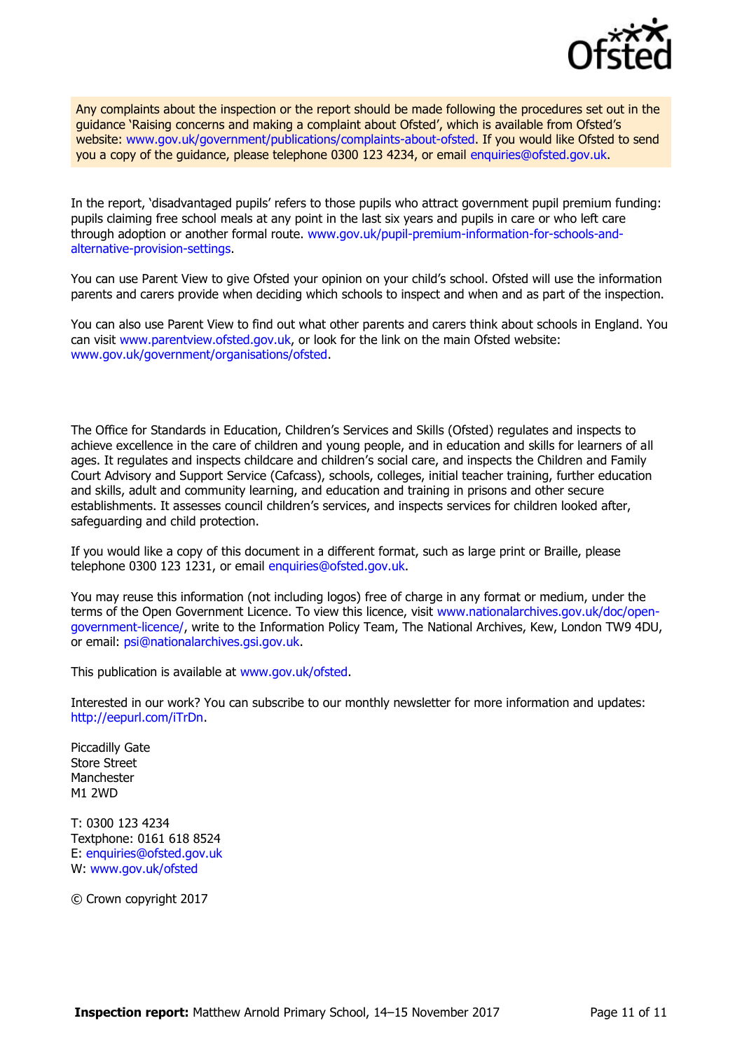Any complaints about the inspection or the report should be made following the procedures set out in the guidance 'Raising concerns and making a complaint about Ofsted', which is available from Ofsted's website: www.gov.uk/government/publications/complaints-about-ofsted. If you would like Ofsted to send you a copy of the guidance, please telephone 0300 123 4234, or email enquiries@ofsted.gov.uk.

In the report, 'disadvantaged pupils' refers to those pupils who attract government pupil premium funding: pupils claiming free school meals at any point in the last six years and pupils in care or who left care through adoption or another formal route. www.gov.uk/pupil-premium-information-for-schools-and-alternative-provision-settings.

You can use Parent View to give Ofsted your opinion on your child's school. Ofsted will use the information parents and carers provide when deciding which schools to inspect and when and as part of the inspection.

You can also use Parent View to find out what other parents and carers think about schools in England. You can visit www.parentview.ofsted.gov.uk, or look for the link on the main Ofsted website: www.gov.uk/government/organisations/ofsted.

The Office for Standards in Education, Children's Services and Skills (Ofsted) regulates and inspects to achieve excellence in the care of children and young people, and in education and skills for learners of all ages. It regulates and inspects childcare and children's social care, and inspects the Children and Family Court Advisory and Support Service (Cafcass), schools, colleges, initial teacher training, further education and skills, adult and community learning, and education and training in prisons and other secure establishments. It assesses council children's services, and inspects services for children looked after, safeguarding and child protection.

If you would like a copy of this document in a different format, such as large print or Braille, please telephone 0300 123 1231, or email enquiries@ofsted.gov.uk.

You may reuse this information (not including logos) free of charge in any format or medium, under the terms of the Open Government Licence. To view this licence, visit www.nationalarchives.gov.uk/doc/open-government-licence/, write to the Information Policy Team, The National Archives, Kew, London TW9 4DU, or email: psi@nationalarchives.gsi.gov.uk.

This publication is available at www.gov.uk/ofsted.

Interested in our work? You can subscribe to our monthly newsletter for more information and updates: http://eepurl.com/iTrDn.

Piccadilly Gate
Store Street
Manchester
M1 2WD

T: 0300 123 4234
Textphone: 0161 618 8524
E: enquiries@ofsted.gov.uk
W: www.gov.uk/ofsted

© Crown copyright 2017